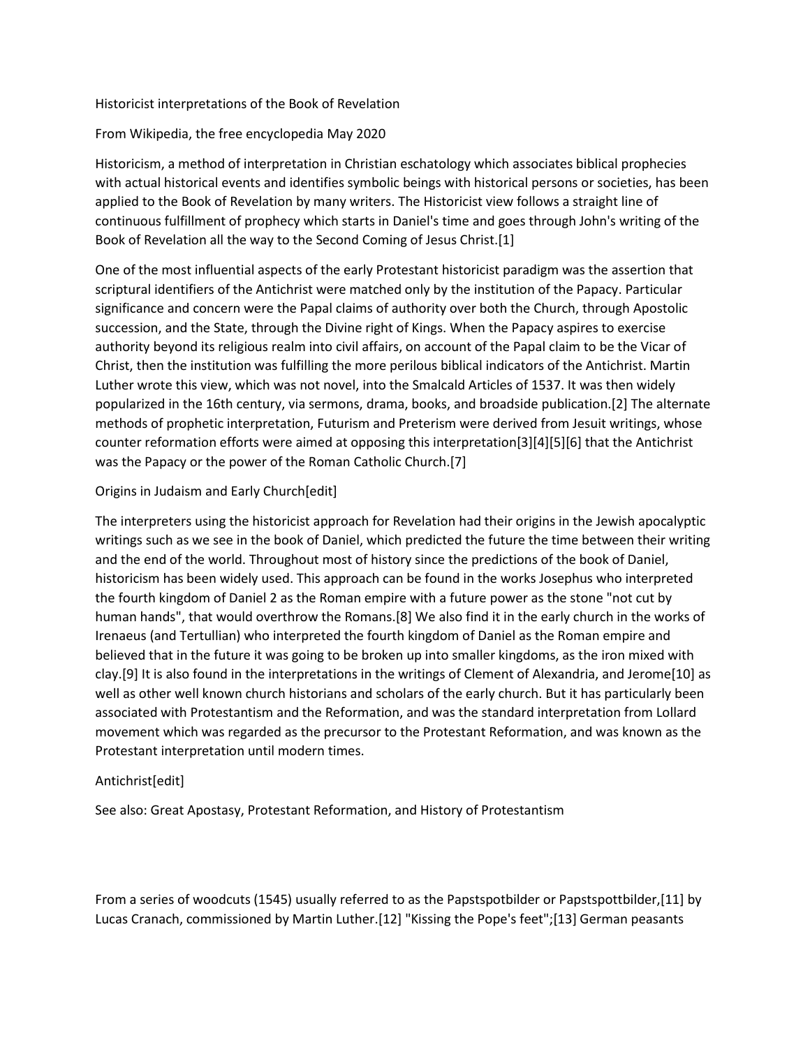# Historicist interpretations of the Book of Revelation

From Wikipedia, the free encyclopedia May 2020

Historicism, a method of interpretation in Christian eschatology which associates biblical prophecies with actual historical events and identifies symbolic beings with historical persons or societies, has been applied to the Book of Revelation by many writers. The Historicist view follows a straight line of continuous fulfillment of prophecy which starts in Daniel's time and goes through John's writing of the Book of Revelation all the way to the Second Coming of Jesus Christ.[1]

One of the most influential aspects of the early Protestant historicist paradigm was the assertion that scriptural identifiers of the Antichrist were matched only by the institution of the Papacy. Particular significance and concern were the Papal claims of authority over both the Church, through Apostolic succession, and the State, through the Divine right of Kings. When the Papacy aspires to exercise authority beyond its religious realm into civil affairs, on account of the Papal claim to be the Vicar of Christ, then the institution was fulfilling the more perilous biblical indicators of the Antichrist. Martin Luther wrote this view, which was not novel, into the Smalcald Articles of 1537. It was then widely popularized in the 16th century, via sermons, drama, books, and broadside publication.[2] The alternate methods of prophetic interpretation, Futurism and Preterism were derived from Jesuit writings, whose counter reformation efforts were aimed at opposing this interpretation[3][4][5][6] that the Antichrist was the Papacy or the power of the Roman Catholic Church.[7]

## Origins in Judaism and Early Church[edit]

The interpreters using the historicist approach for Revelation had their origins in the Jewish apocalyptic writings such as we see in the book of Daniel, which predicted the future the time between their writing and the end of the world. Throughout most of history since the predictions of the book of Daniel, historicism has been widely used. This approach can be found in the works Josephus who interpreted the fourth kingdom of Daniel 2 as the Roman empire with a future power as the stone "not cut by human hands", that would overthrow the Romans.[8] We also find it in the early church in the works of Irenaeus (and Tertullian) who interpreted the fourth kingdom of Daniel as the Roman empire and believed that in the future it was going to be broken up into smaller kingdoms, as the iron mixed with clay.[9] It is also found in the interpretations in the writings of Clement of Alexandria, and Jerome[10] as well as other well known church historians and scholars of the early church. But it has particularly been associated with Protestantism and the Reformation, and was the standard interpretation from Lollard movement which was regarded as the precursor to the Protestant Reformation, and was known as the Protestant interpretation until modern times.

## Antichrist[edit]

See also: Great Apostasy, Protestant Reformation, and History of Protestantism

From a series of woodcuts (1545) usually referred to as the Papstspotbilder or Papstspottbilder,[11] by Lucas Cranach, commissioned by Martin Luther.[12] "Kissing the Pope's feet";[13] German peasants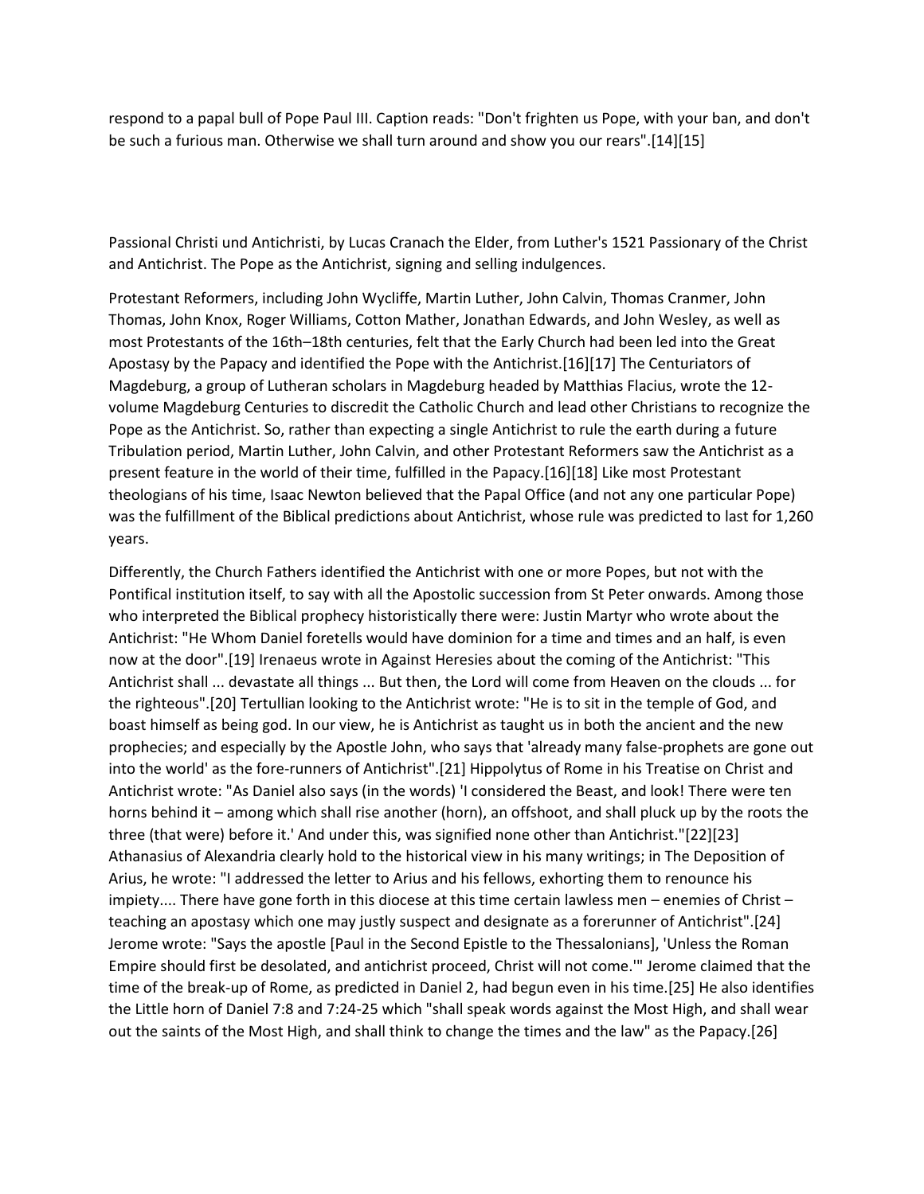respond to a papal bull of Pope Paul III. Caption reads: "Don't frighten us Pope, with your ban, and don't be such a furious man. Otherwise we shall turn around and show you our rears".[14][15]

Passional Christi und Antichristi, by Lucas Cranach the Elder, from Luther's 1521 Passionary of the Christ and Antichrist. The Pope as the Antichrist, signing and selling indulgences.

Protestant Reformers, including John Wycliffe, Martin Luther, John Calvin, Thomas Cranmer, John Thomas, John Knox, Roger Williams, Cotton Mather, Jonathan Edwards, and John Wesley, as well as most Protestants of the 16th–18th centuries, felt that the Early Church had been led into the Great Apostasy by the Papacy and identified the Pope with the Antichrist.[16][17] The Centuriators of Magdeburg, a group of Lutheran scholars in Magdeburg headed by Matthias Flacius, wrote the 12-volume Magdeburg Centuries to discredit the Catholic Church and lead other Christians to recognize the Pope as the Antichrist. So, rather than expecting a single Antichrist to rule the earth during a future Tribulation period, Martin Luther, John Calvin, and other Protestant Reformers saw the Antichrist as a present feature in the world of their time, fulfilled in the Papacy.[16][18] Like most Protestant theologians of his time, Isaac Newton believed that the Papal Office (and not any one particular Pope) was the fulfillment of the Biblical predictions about Antichrist, whose rule was predicted to last for 1,260 years.

Differently, the Church Fathers identified the Antichrist with one or more Popes, but not with the Pontifical institution itself, to say with all the Apostolic succession from St Peter onwards. Among those who interpreted the Biblical prophecy historistically there were: Justin Martyr who wrote about the Antichrist: "He Whom Daniel foretells would have dominion for a time and times and an half, is even now at the door".[19] Irenaeus wrote in Against Heresies about the coming of the Antichrist: "This Antichrist shall ... devastate all things ... But then, the Lord will come from Heaven on the clouds ... for the righteous".[20] Tertullian looking to the Antichrist wrote: "He is to sit in the temple of God, and boast himself as being god. In our view, he is Antichrist as taught us in both the ancient and the new prophecies; and especially by the Apostle John, who says that 'already many false-prophets are gone out into the world' as the fore-runners of Antichrist".[21] Hippolytus of Rome in his Treatise on Christ and Antichrist wrote: "As Daniel also says (in the words) 'I considered the Beast, and look! There were ten horns behind it – among which shall rise another (horn), an offshoot, and shall pluck up by the roots the three (that were) before it.' And under this, was signified none other than Antichrist."[22][23] Athanasius of Alexandria clearly hold to the historical view in his many writings; in The Deposition of Arius, he wrote: "I addressed the letter to Arius and his fellows, exhorting them to renounce his impiety.... There have gone forth in this diocese at this time certain lawless men – enemies of Christ – teaching an apostasy which one may justly suspect and designate as a forerunner of Antichrist".[24] Jerome wrote: "Says the apostle [Paul in the Second Epistle to the Thessalonians], 'Unless the Roman Empire should first be desolated, and antichrist proceed, Christ will not come.'" Jerome claimed that the time of the break-up of Rome, as predicted in Daniel 2, had begun even in his time.[25] He also identifies the Little horn of Daniel 7:8 and 7:24-25 which "shall speak words against the Most High, and shall wear out the saints of the Most High, and shall think to change the times and the law" as the Papacy.[26]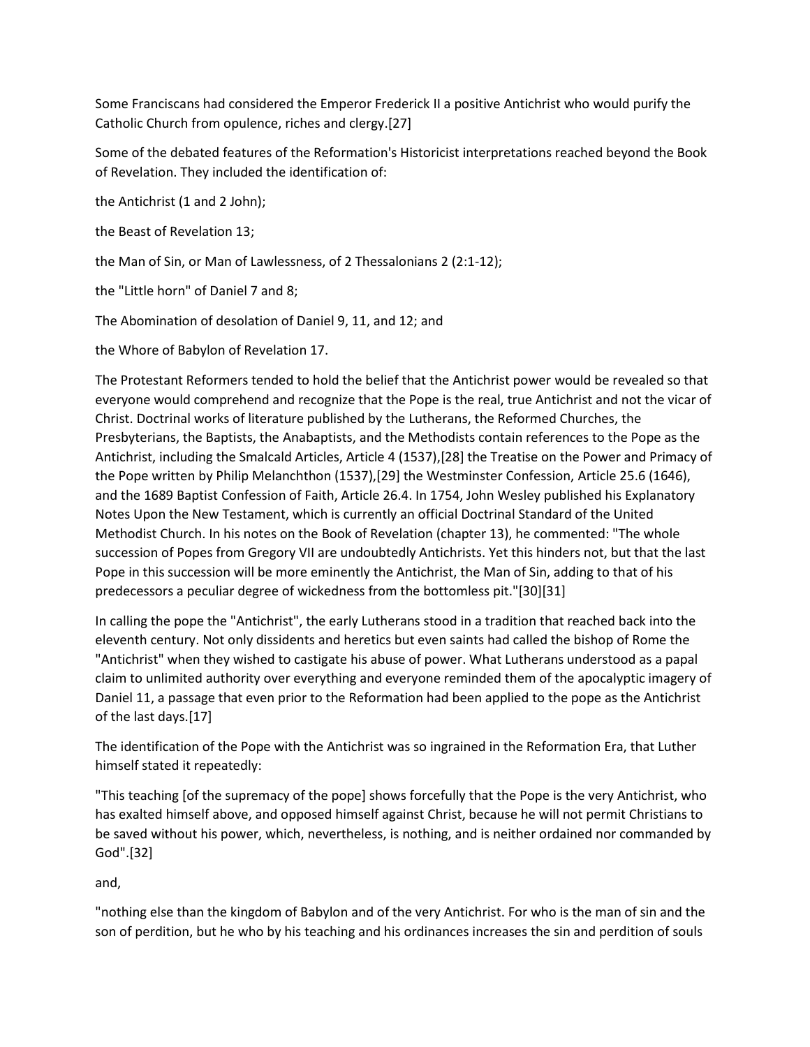Some Franciscans had considered the Emperor Frederick II a positive Antichrist who would purify the Catholic Church from opulence, riches and clergy.[27]

Some of the debated features of the Reformation's Historicist interpretations reached beyond the Book of Revelation. They included the identification of:

the Antichrist (1 and 2 John);

the Beast of Revelation 13;

the Man of Sin, or Man of Lawlessness, of 2 Thessalonians 2 (2:1-12);

the "Little horn" of Daniel 7 and 8;

The Abomination of desolation of Daniel 9, 11, and 12; and

the Whore of Babylon of Revelation 17.

The Protestant Reformers tended to hold the belief that the Antichrist power would be revealed so that everyone would comprehend and recognize that the Pope is the real, true Antichrist and not the vicar of Christ. Doctrinal works of literature published by the Lutherans, the Reformed Churches, the Presbyterians, the Baptists, the Anabaptists, and the Methodists contain references to the Pope as the Antichrist, including the Smalcald Articles, Article 4 (1537),[28] the Treatise on the Power and Primacy of the Pope written by Philip Melanchthon (1537),[29] the Westminster Confession, Article 25.6 (1646), and the 1689 Baptist Confession of Faith, Article 26.4. In 1754, John Wesley published his Explanatory Notes Upon the New Testament, which is currently an official Doctrinal Standard of the United Methodist Church. In his notes on the Book of Revelation (chapter 13), he commented: "The whole succession of Popes from Gregory VII are undoubtedly Antichrists. Yet this hinders not, but that the last Pope in this succession will be more eminently the Antichrist, the Man of Sin, adding to that of his predecessors a peculiar degree of wickedness from the bottomless pit."[30][31]

In calling the pope the "Antichrist", the early Lutherans stood in a tradition that reached back into the eleventh century. Not only dissidents and heretics but even saints had called the bishop of Rome the "Antichrist" when they wished to castigate his abuse of power. What Lutherans understood as a papal claim to unlimited authority over everything and everyone reminded them of the apocalyptic imagery of Daniel 11, a passage that even prior to the Reformation had been applied to the pope as the Antichrist of the last days.[17]

The identification of the Pope with the Antichrist was so ingrained in the Reformation Era, that Luther himself stated it repeatedly:

"This teaching [of the supremacy of the pope] shows forcefully that the Pope is the very Antichrist, who has exalted himself above, and opposed himself against Christ, because he will not permit Christians to be saved without his power, which, nevertheless, is nothing, and is neither ordained nor commanded by God".[32]

and,

"nothing else than the kingdom of Babylon and of the very Antichrist. For who is the man of sin and the son of perdition, but he who by his teaching and his ordinances increases the sin and perdition of souls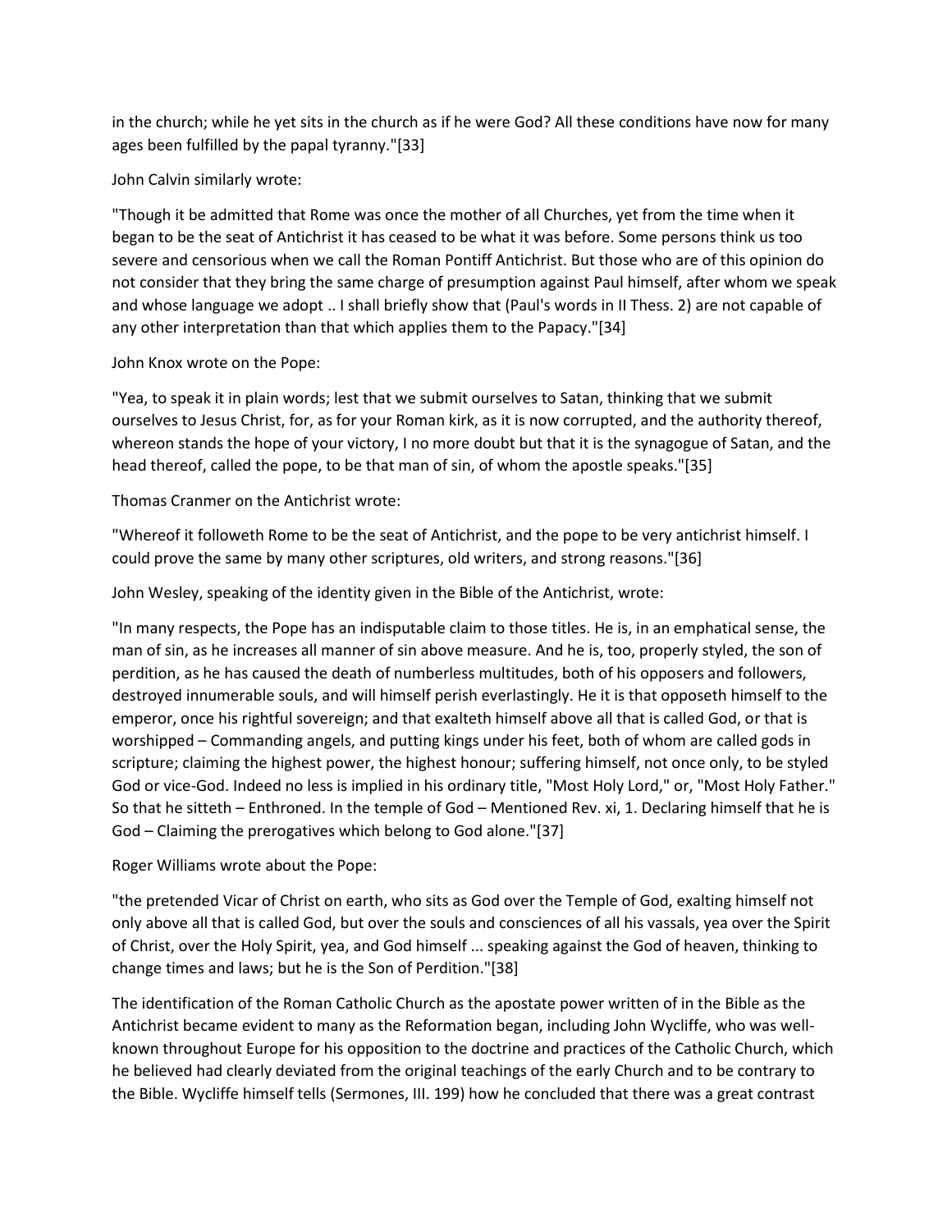in the church; while he yet sits in the church as if he were God? All these conditions have now for many ages been fulfilled by the papal tyranny."[33]

John Calvin similarly wrote:

"Though it be admitted that Rome was once the mother of all Churches, yet from the time when it began to be the seat of Antichrist it has ceased to be what it was before. Some persons think us too severe and censorious when we call the Roman Pontiff Antichrist. But those who are of this opinion do not consider that they bring the same charge of presumption against Paul himself, after whom we speak and whose language we adopt .. I shall briefly show that (Paul's words in II Thess. 2) are not capable of any other interpretation than that which applies them to the Papacy."[34]

John Knox wrote on the Pope:

"Yea, to speak it in plain words; lest that we submit ourselves to Satan, thinking that we submit ourselves to Jesus Christ, for, as for your Roman kirk, as it is now corrupted, and the authority thereof, whereon stands the hope of your victory, I no more doubt but that it is the synagogue of Satan, and the head thereof, called the pope, to be that man of sin, of whom the apostle speaks."[35]

Thomas Cranmer on the Antichrist wrote:

"Whereof it followeth Rome to be the seat of Antichrist, and the pope to be very antichrist himself. I could prove the same by many other scriptures, old writers, and strong reasons."[36]

John Wesley, speaking of the identity given in the Bible of the Antichrist, wrote:

"In many respects, the Pope has an indisputable claim to those titles. He is, in an emphatical sense, the man of sin, as he increases all manner of sin above measure. And he is, too, properly styled, the son of perdition, as he has caused the death of numberless multitudes, both of his opposers and followers, destroyed innumerable souls, and will himself perish everlastingly. He it is that opposeth himself to the emperor, once his rightful sovereign; and that exalteth himself above all that is called God, or that is worshipped – Commanding angels, and putting kings under his feet, both of whom are called gods in scripture; claiming the highest power, the highest honour; suffering himself, not once only, to be styled God or vice-God. Indeed no less is implied in his ordinary title, "Most Holy Lord," or, "Most Holy Father." So that he sitteth – Enthroned. In the temple of God – Mentioned Rev. xi, 1. Declaring himself that he is God – Claiming the prerogatives which belong to God alone."[37]

Roger Williams wrote about the Pope:

"the pretended Vicar of Christ on earth, who sits as God over the Temple of God, exalting himself not only above all that is called God, but over the souls and consciences of all his vassals, yea over the Spirit of Christ, over the Holy Spirit, yea, and God himself ... speaking against the God of heaven, thinking to change times and laws; but he is the Son of Perdition."[38]

The identification of the Roman Catholic Church as the apostate power written of in the Bible as the Antichrist became evident to many as the Reformation began, including John Wycliffe, who was well-known throughout Europe for his opposition to the doctrine and practices of the Catholic Church, which he believed had clearly deviated from the original teachings of the early Church and to be contrary to the Bible. Wycliffe himself tells (Sermones, III. 199) how he concluded that there was a great contrast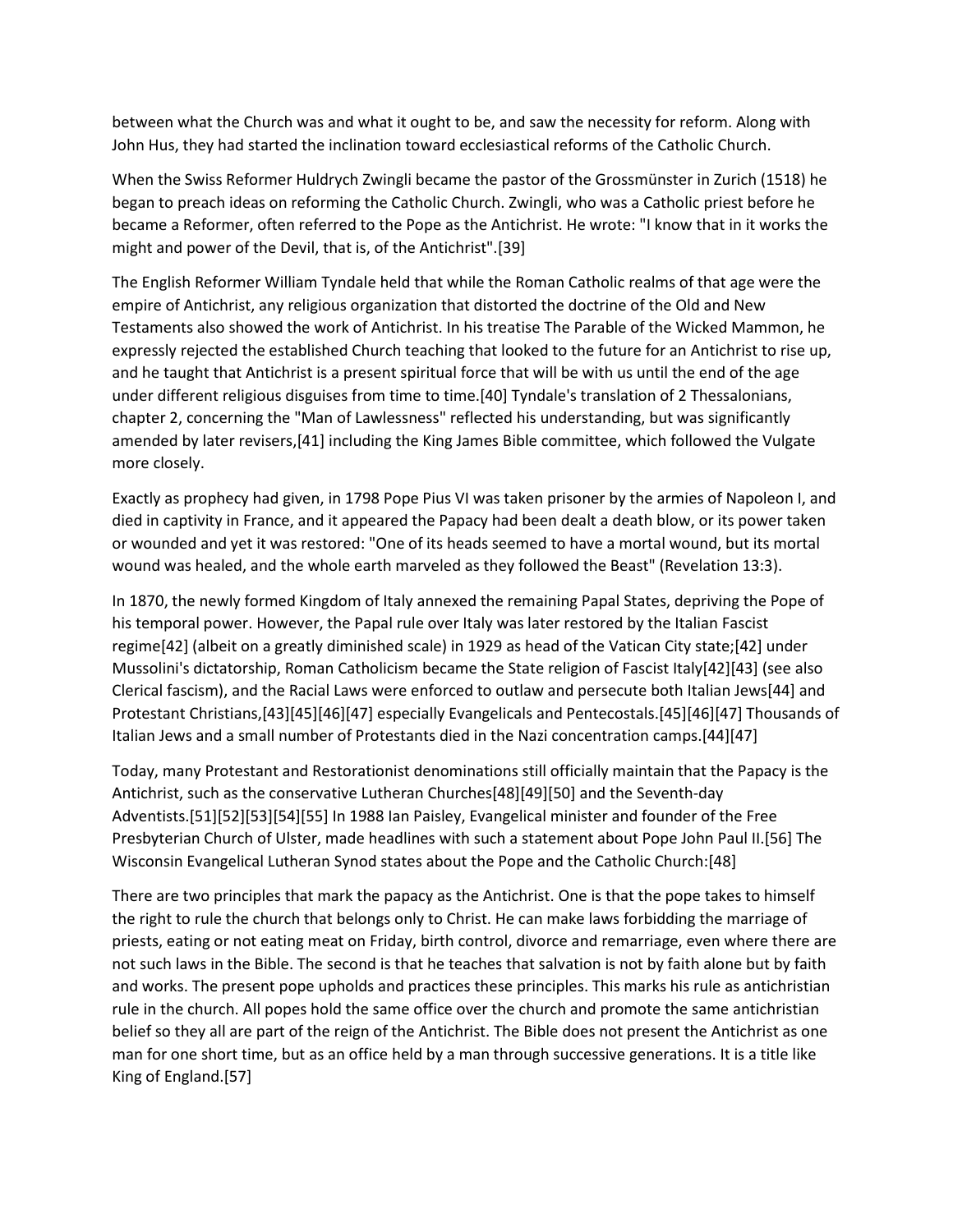between what the Church was and what it ought to be, and saw the necessity for reform. Along with John Hus, they had started the inclination toward ecclesiastical reforms of the Catholic Church.

When the Swiss Reformer Huldrych Zwingli became the pastor of the Grossmünster in Zurich (1518) he began to preach ideas on reforming the Catholic Church. Zwingli, who was a Catholic priest before he became a Reformer, often referred to the Pope as the Antichrist. He wrote: "I know that in it works the might and power of the Devil, that is, of the Antichrist".[39]

The English Reformer William Tyndale held that while the Roman Catholic realms of that age were the empire of Antichrist, any religious organization that distorted the doctrine of the Old and New Testaments also showed the work of Antichrist. In his treatise The Parable of the Wicked Mammon, he expressly rejected the established Church teaching that looked to the future for an Antichrist to rise up, and he taught that Antichrist is a present spiritual force that will be with us until the end of the age under different religious disguises from time to time.[40] Tyndale's translation of 2 Thessalonians, chapter 2, concerning the "Man of Lawlessness" reflected his understanding, but was significantly amended by later revisers,[41] including the King James Bible committee, which followed the Vulgate more closely.

Exactly as prophecy had given, in 1798 Pope Pius VI was taken prisoner by the armies of Napoleon I, and died in captivity in France, and it appeared the Papacy had been dealt a death blow, or its power taken or wounded and yet it was restored: "One of its heads seemed to have a mortal wound, but its mortal wound was healed, and the whole earth marveled as they followed the Beast" (Revelation 13:3).

In 1870, the newly formed Kingdom of Italy annexed the remaining Papal States, depriving the Pope of his temporal power. However, the Papal rule over Italy was later restored by the Italian Fascist regime[42] (albeit on a greatly diminished scale) in 1929 as head of the Vatican City state;[42] under Mussolini's dictatorship, Roman Catholicism became the State religion of Fascist Italy[42][43] (see also Clerical fascism), and the Racial Laws were enforced to outlaw and persecute both Italian Jews[44] and Protestant Christians,[43][45][46][47] especially Evangelicals and Pentecostals.[45][46][47] Thousands of Italian Jews and a small number of Protestants died in the Nazi concentration camps.[44][47]

Today, many Protestant and Restorationist denominations still officially maintain that the Papacy is the Antichrist, such as the conservative Lutheran Churches[48][49][50] and the Seventh-day Adventists.[51][52][53][54][55] In 1988 Ian Paisley, Evangelical minister and founder of the Free Presbyterian Church of Ulster, made headlines with such a statement about Pope John Paul II.[56] The Wisconsin Evangelical Lutheran Synod states about the Pope and the Catholic Church:[48]

There are two principles that mark the papacy as the Antichrist. One is that the pope takes to himself the right to rule the church that belongs only to Christ. He can make laws forbidding the marriage of priests, eating or not eating meat on Friday, birth control, divorce and remarriage, even where there are not such laws in the Bible. The second is that he teaches that salvation is not by faith alone but by faith and works. The present pope upholds and practices these principles. This marks his rule as antichristian rule in the church. All popes hold the same office over the church and promote the same antichristian belief so they all are part of the reign of the Antichrist. The Bible does not present the Antichrist as one man for one short time, but as an office held by a man through successive generations. It is a title like King of England.[57]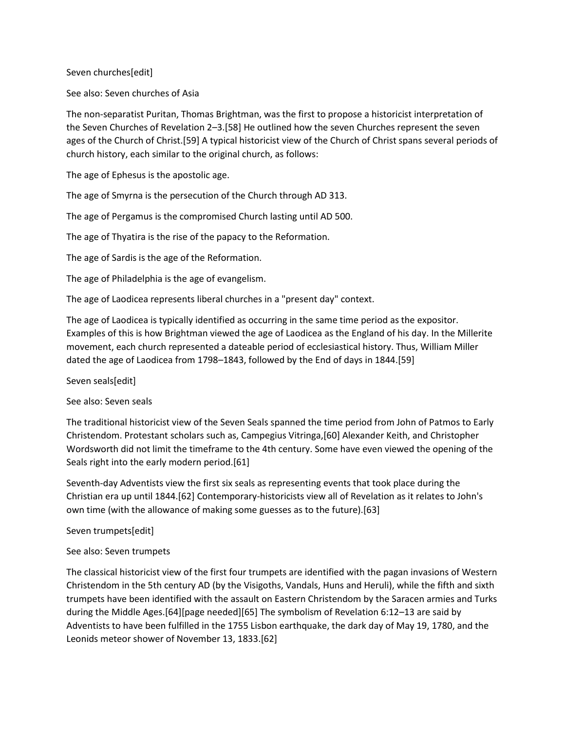## Seven churches[edit]

See also: Seven churches of Asia

The non-separatist Puritan, Thomas Brightman, was the first to propose a historicist interpretation of the Seven Churches of Revelation 2–3.[58] He outlined how the seven Churches represent the seven ages of the Church of Christ.[59] A typical historicist view of the Church of Christ spans several periods of church history, each similar to the original church, as follows:

The age of Ephesus is the apostolic age.

The age of Smyrna is the persecution of the Church through AD 313.

The age of Pergamus is the compromised Church lasting until AD 500.

The age of Thyatira is the rise of the papacy to the Reformation.

The age of Sardis is the age of the Reformation.

The age of Philadelphia is the age of evangelism.

The age of Laodicea represents liberal churches in a "present day" context.

The age of Laodicea is typically identified as occurring in the same time period as the expositor. Examples of this is how Brightman viewed the age of Laodicea as the England of his day. In the Millerite movement, each church represented a dateable period of ecclesiastical history. Thus, William Miller dated the age of Laodicea from 1798–1843, followed by the End of days in 1844.[59]

## Seven seals[edit]

See also: Seven seals

The traditional historicist view of the Seven Seals spanned the time period from John of Patmos to Early Christendom. Protestant scholars such as, Campegius Vitringa,[60] Alexander Keith, and Christopher Wordsworth did not limit the timeframe to the 4th century. Some have even viewed the opening of the Seals right into the early modern period.[61]

Seventh-day Adventists view the first six seals as representing events that took place during the Christian era up until 1844.[62] Contemporary-historicists view all of Revelation as it relates to John's own time (with the allowance of making some guesses as to the future).[63]

## Seven trumpets[edit]

See also: Seven trumpets

The classical historicist view of the first four trumpets are identified with the pagan invasions of Western Christendom in the 5th century AD (by the Visigoths, Vandals, Huns and Heruli), while the fifth and sixth trumpets have been identified with the assault on Eastern Christendom by the Saracen armies and Turks during the Middle Ages.[64][page needed][65] The symbolism of Revelation 6:12–13 are said by Adventists to have been fulfilled in the 1755 Lisbon earthquake, the dark day of May 19, 1780, and the Leonids meteor shower of November 13, 1833.[62]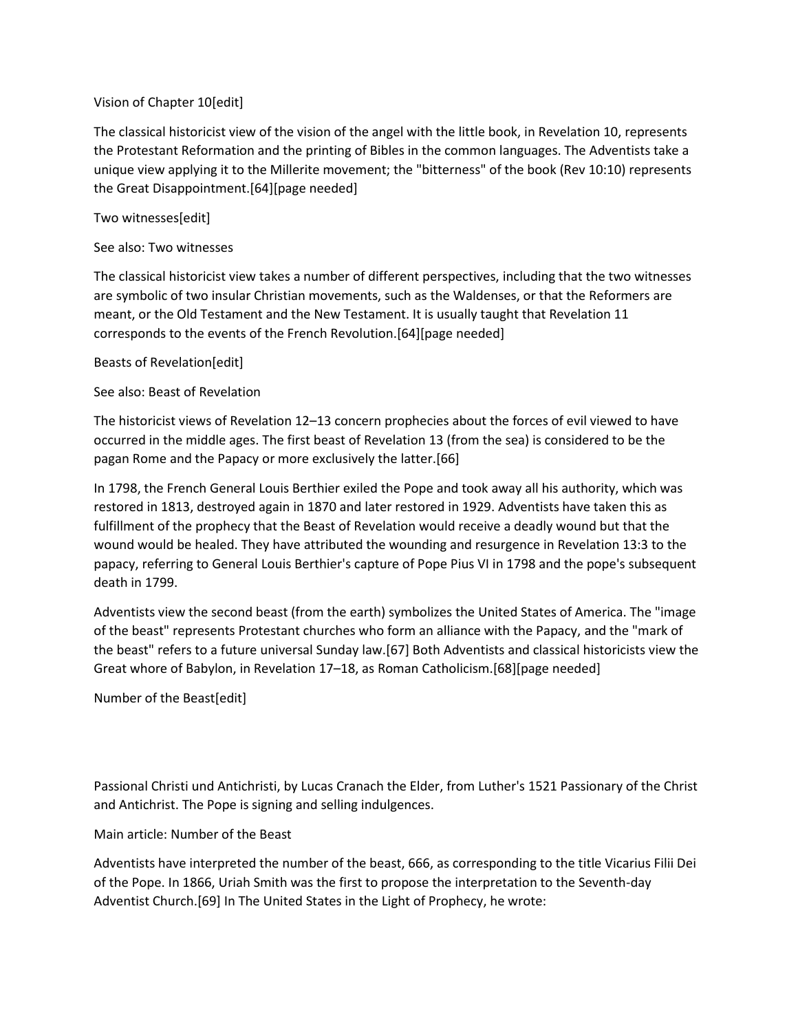## Vision of Chapter 10[edit]

The classical historicist view of the vision of the angel with the little book, in Revelation 10, represents the Protestant Reformation and the printing of Bibles in the common languages. The Adventists take a unique view applying it to the Millerite movement; the "bitterness" of the book (Rev 10:10) represents the Great Disappointment.[64][page needed]

## Two witnesses[edit]

See also: Two witnesses

The classical historicist view takes a number of different perspectives, including that the two witnesses are symbolic of two insular Christian movements, such as the Waldenses, or that the Reformers are meant, or the Old Testament and the New Testament. It is usually taught that Revelation 11 corresponds to the events of the French Revolution.[64][page needed]

## Beasts of Revelation[edit]

See also: Beast of Revelation

The historicist views of Revelation 12–13 concern prophecies about the forces of evil viewed to have occurred in the middle ages. The first beast of Revelation 13 (from the sea) is considered to be the pagan Rome and the Papacy or more exclusively the latter.[66]

In 1798, the French General Louis Berthier exiled the Pope and took away all his authority, which was restored in 1813, destroyed again in 1870 and later restored in 1929. Adventists have taken this as fulfillment of the prophecy that the Beast of Revelation would receive a deadly wound but that the wound would be healed. They have attributed the wounding and resurgence in Revelation 13:3 to the papacy, referring to General Louis Berthier's capture of Pope Pius VI in 1798 and the pope's subsequent death in 1799.

Adventists view the second beast (from the earth) symbolizes the United States of America. The "image of the beast" represents Protestant churches who form an alliance with the Papacy, and the "mark of the beast" refers to a future universal Sunday law.[67] Both Adventists and classical historicists view the Great whore of Babylon, in Revelation 17–18, as Roman Catholicism.[68][page needed]

## Number of the Beast[edit]

Passional Christi und Antichristi, by Lucas Cranach the Elder, from Luther's 1521 Passionary of the Christ and Antichrist. The Pope is signing and selling indulgences.

Main article: Number of the Beast

Adventists have interpreted the number of the beast, 666, as corresponding to the title Vicarius Filii Dei of the Pope. In 1866, Uriah Smith was the first to propose the interpretation to the Seventh-day Adventist Church.[69] In The United States in the Light of Prophecy, he wrote: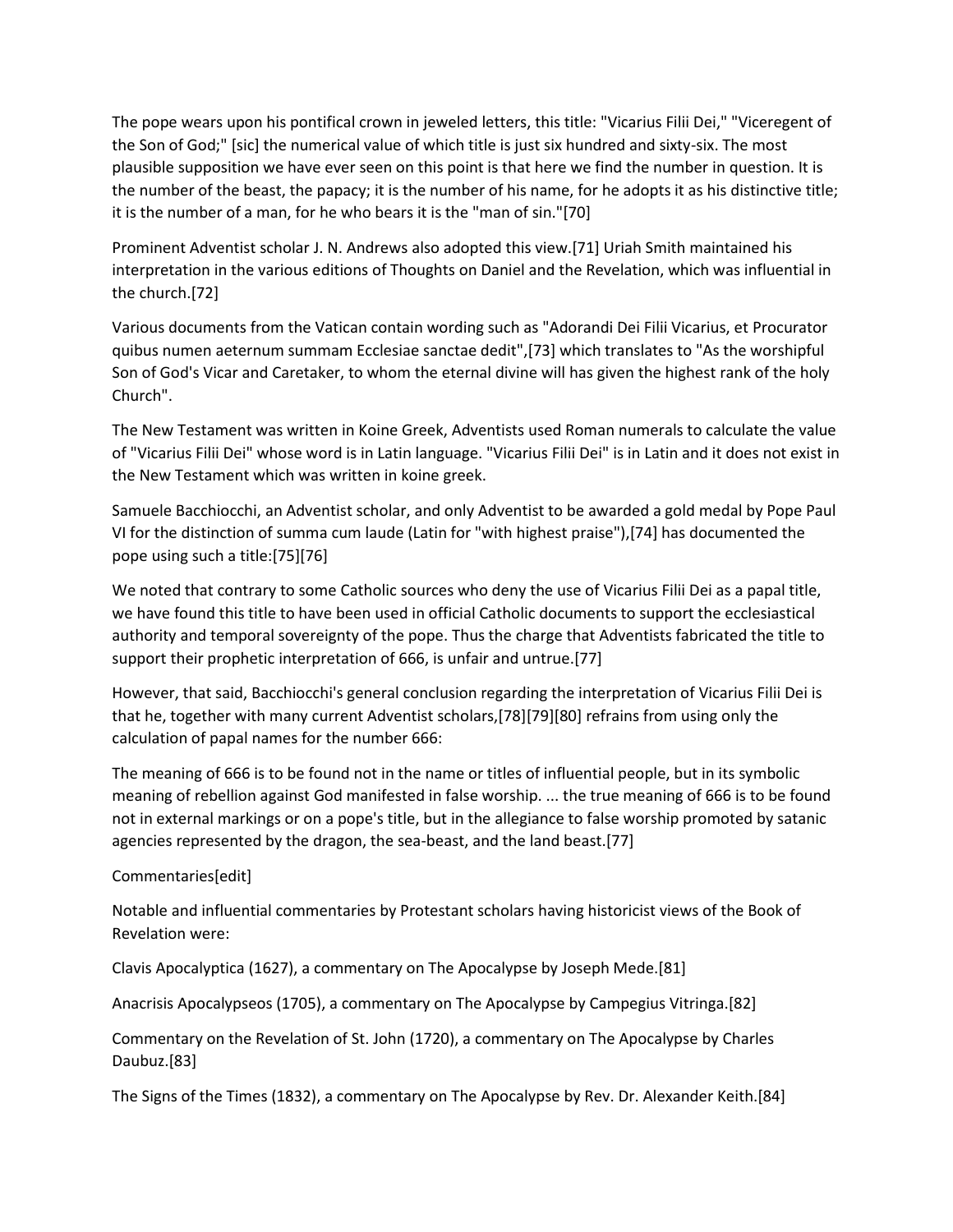The pope wears upon his pontifical crown in jeweled letters, this title: "Vicarius Filii Dei," "Viceregent of the Son of God;" [sic] the numerical value of which title is just six hundred and sixty-six. The most plausible supposition we have ever seen on this point is that here we find the number in question. It is the number of the beast, the papacy; it is the number of his name, for he adopts it as his distinctive title; it is the number of a man, for he who bears it is the "man of sin."[70]

Prominent Adventist scholar J. N. Andrews also adopted this view.[71] Uriah Smith maintained his interpretation in the various editions of Thoughts on Daniel and the Revelation, which was influential in the church.[72]

Various documents from the Vatican contain wording such as "Adorandi Dei Filii Vicarius, et Procurator quibus numen aeternum summam Ecclesiae sanctae dedit",[73] which translates to "As the worshipful Son of God's Vicar and Caretaker, to whom the eternal divine will has given the highest rank of the holy Church".

The New Testament was written in Koine Greek, Adventists used Roman numerals to calculate the value of "Vicarius Filii Dei" whose word is in Latin language. "Vicarius Filii Dei" is in Latin and it does not exist in the New Testament which was written in koine greek.

Samuele Bacchiocchi, an Adventist scholar, and only Adventist to be awarded a gold medal by Pope Paul VI for the distinction of summa cum laude (Latin for "with highest praise"),[74] has documented the pope using such a title:[75][76]

We noted that contrary to some Catholic sources who deny the use of Vicarius Filii Dei as a papal title, we have found this title to have been used in official Catholic documents to support the ecclesiastical authority and temporal sovereignty of the pope. Thus the charge that Adventists fabricated the title to support their prophetic interpretation of 666, is unfair and untrue.[77]

However, that said, Bacchiocchi's general conclusion regarding the interpretation of Vicarius Filii Dei is that he, together with many current Adventist scholars,[78][79][80] refrains from using only the calculation of papal names for the number 666:

The meaning of 666 is to be found not in the name or titles of influential people, but in its symbolic meaning of rebellion against God manifested in false worship. ... the true meaning of 666 is to be found not in external markings or on a pope's title, but in the allegiance to false worship promoted by satanic agencies represented by the dragon, the sea-beast, and the land beast.[77]

Commentaries[edit]

Notable and influential commentaries by Protestant scholars having historicist views of the Book of Revelation were:

Clavis Apocalyptica (1627), a commentary on The Apocalypse by Joseph Mede.[81]

Anacrisis Apocalypseos (1705), a commentary on The Apocalypse by Campegius Vitringa.[82]

Commentary on the Revelation of St. John (1720), a commentary on The Apocalypse by Charles Daubuz.[83]

The Signs of the Times (1832), a commentary on The Apocalypse by Rev. Dr. Alexander Keith.[84]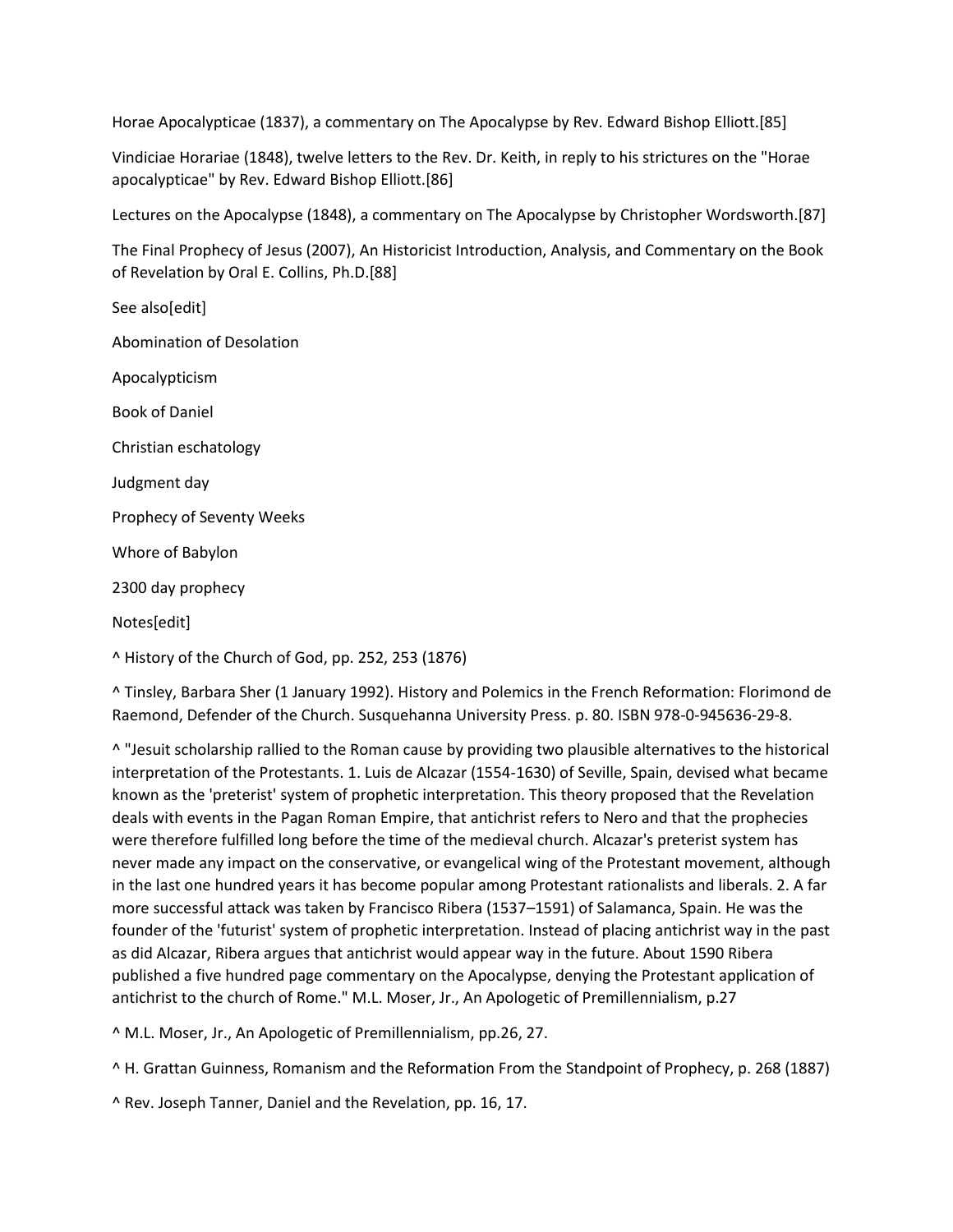Horae Apocalypticae (1837), a commentary on The Apocalypse by Rev. Edward Bishop Elliott.[85]

Vindiciae Horariae (1848), twelve letters to the Rev. Dr. Keith, in reply to his strictures on the "Horae apocalypticae" by Rev. Edward Bishop Elliott.[86]

Lectures on the Apocalypse (1848), a commentary on The Apocalypse by Christopher Wordsworth.[87]

The Final Prophecy of Jesus (2007), An Historicist Introduction, Analysis, and Commentary on the Book of Revelation by Oral E. Collins, Ph.D.[88]

## See also[edit]

Abomination of Desolation

Apocalypticism

Book of Daniel

Christian eschatology

Judgment day

Prophecy of Seventy Weeks

Whore of Babylon

2300 day prophecy

## Notes[edit]

^ History of the Church of God, pp. 252, 253 (1876)

^ Tinsley, Barbara Sher (1 January 1992). History and Polemics in the French Reformation: Florimond de Raemond, Defender of the Church. Susquehanna University Press. p. 80. ISBN 978-0-945636-29-8.

^ "Jesuit scholarship rallied to the Roman cause by providing two plausible alternatives to the historical interpretation of the Protestants. 1. Luis de Alcazar (1554-1630) of Seville, Spain, devised what became known as the 'preterist' system of prophetic interpretation. This theory proposed that the Revelation deals with events in the Pagan Roman Empire, that antichrist refers to Nero and that the prophecies were therefore fulfilled long before the time of the medieval church. Alcazar's preterist system has never made any impact on the conservative, or evangelical wing of the Protestant movement, although in the last one hundred years it has become popular among Protestant rationalists and liberals. 2. A far more successful attack was taken by Francisco Ribera (1537–1591) of Salamanca, Spain. He was the founder of the 'futurist' system of prophetic interpretation. Instead of placing antichrist way in the past as did Alcazar, Ribera argues that antichrist would appear way in the future. About 1590 Ribera published a five hundred page commentary on the Apocalypse, denying the Protestant application of antichrist to the church of Rome." M.L. Moser, Jr., An Apologetic of Premillennialism, p.27

^ M.L. Moser, Jr., An Apologetic of Premillennialism, pp.26, 27.

^ H. Grattan Guinness, Romanism and the Reformation From the Standpoint of Prophecy, p. 268 (1887)

^ Rev. Joseph Tanner, Daniel and the Revelation, pp. 16, 17.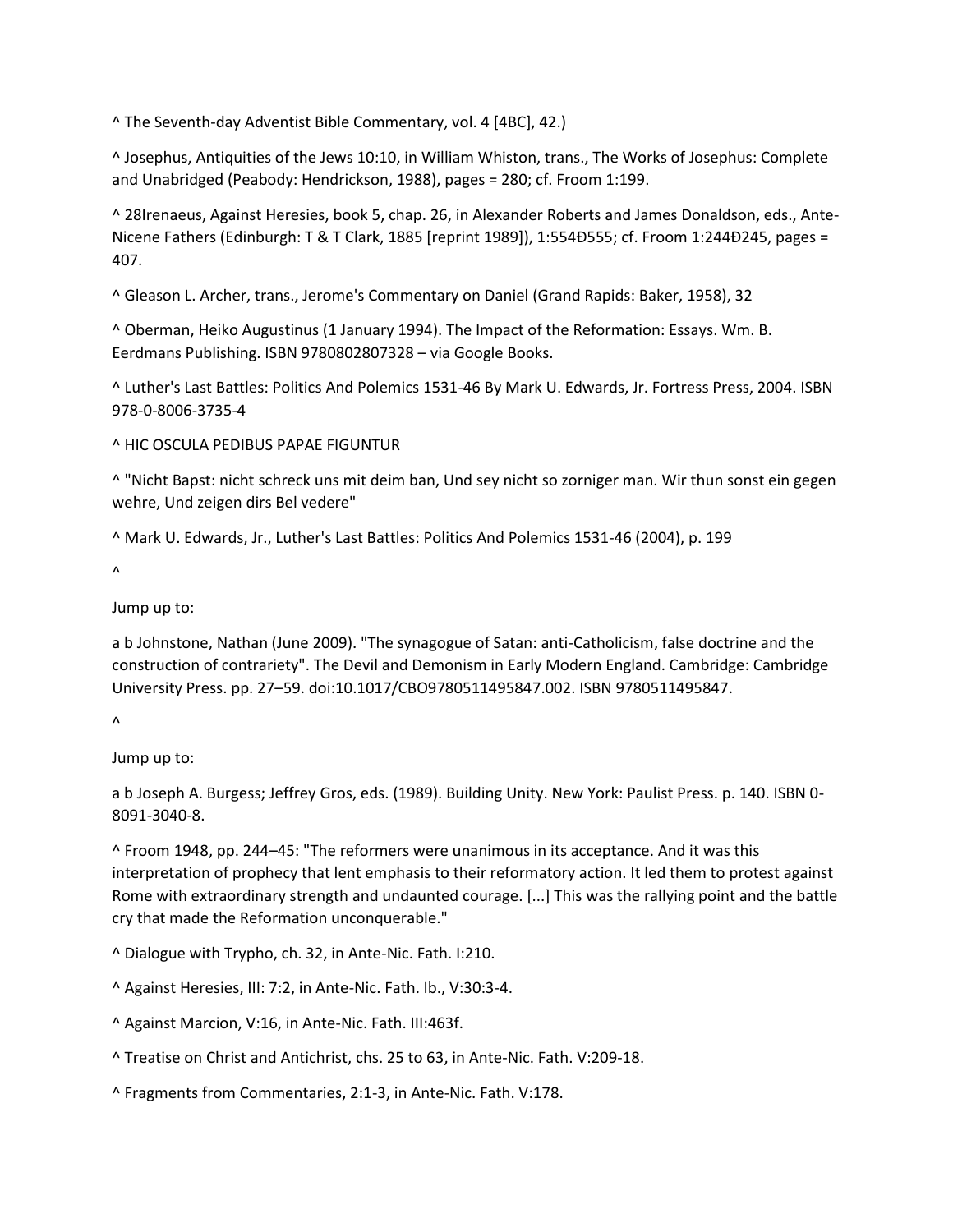^ The Seventh-day Adventist Bible Commentary, vol. 4 [4BC], 42.)

^ Josephus, Antiquities of the Jews 10:10, in William Whiston, trans., The Works of Josephus: Complete and Unabridged (Peabody: Hendrickson, 1988), pages = 280; cf. Froom 1:199.

^ 28Irenaeus, Against Heresies, book 5, chap. 26, in Alexander Roberts and James Donaldson, eds., Ante-Nicene Fathers (Edinburgh: T & T Clark, 1885 [reprint 1989]), 1:554Ð555; cf. Froom 1:244Ð245, pages = 407.

^ Gleason L. Archer, trans., Jerome's Commentary on Daniel (Grand Rapids: Baker, 1958), 32

^ Oberman, Heiko Augustinus (1 January 1994). The Impact of the Reformation: Essays. Wm. B. Eerdmans Publishing. ISBN 9780802807328 – via Google Books.

^ Luther's Last Battles: Politics And Polemics 1531-46 By Mark U. Edwards, Jr. Fortress Press, 2004. ISBN 978-0-8006-3735-4

^ HIC OSCULA PEDIBUS PAPAE FIGUNTUR

^ "Nicht Bapst: nicht schreck uns mit deim ban, Und sey nicht so zorniger man. Wir thun sonst ein gegen wehre, Und zeigen dirs Bel vedere"

^ Mark U. Edwards, Jr., Luther's Last Battles: Politics And Polemics 1531-46 (2004), p. 199

^

Jump up to:

a b Johnstone, Nathan (June 2009). "The synagogue of Satan: anti-Catholicism, false doctrine and the construction of contrariety". The Devil and Demonism in Early Modern England. Cambridge: Cambridge University Press. pp. 27–59. doi:10.1017/CBO9780511495847.002. ISBN 9780511495847.

^

Jump up to:

a b Joseph A. Burgess; Jeffrey Gros, eds. (1989). Building Unity. New York: Paulist Press. p. 140. ISBN 0-8091-3040-8.

^ Froom 1948, pp. 244–45: "The reformers were unanimous in its acceptance. And it was this interpretation of prophecy that lent emphasis to their reformatory action. It led them to protest against Rome with extraordinary strength and undaunted courage. [...] This was the rallying point and the battle cry that made the Reformation unconquerable."

^ Dialogue with Trypho, ch. 32, in Ante-Nic. Fath. I:210.

^ Against Heresies, III: 7:2, in Ante-Nic. Fath. Ib., V:30:3-4.

^ Against Marcion, V:16, in Ante-Nic. Fath. III:463f.

^ Treatise on Christ and Antichrist, chs. 25 to 63, in Ante-Nic. Fath. V:209-18.

^ Fragments from Commentaries, 2:1-3, in Ante-Nic. Fath. V:178.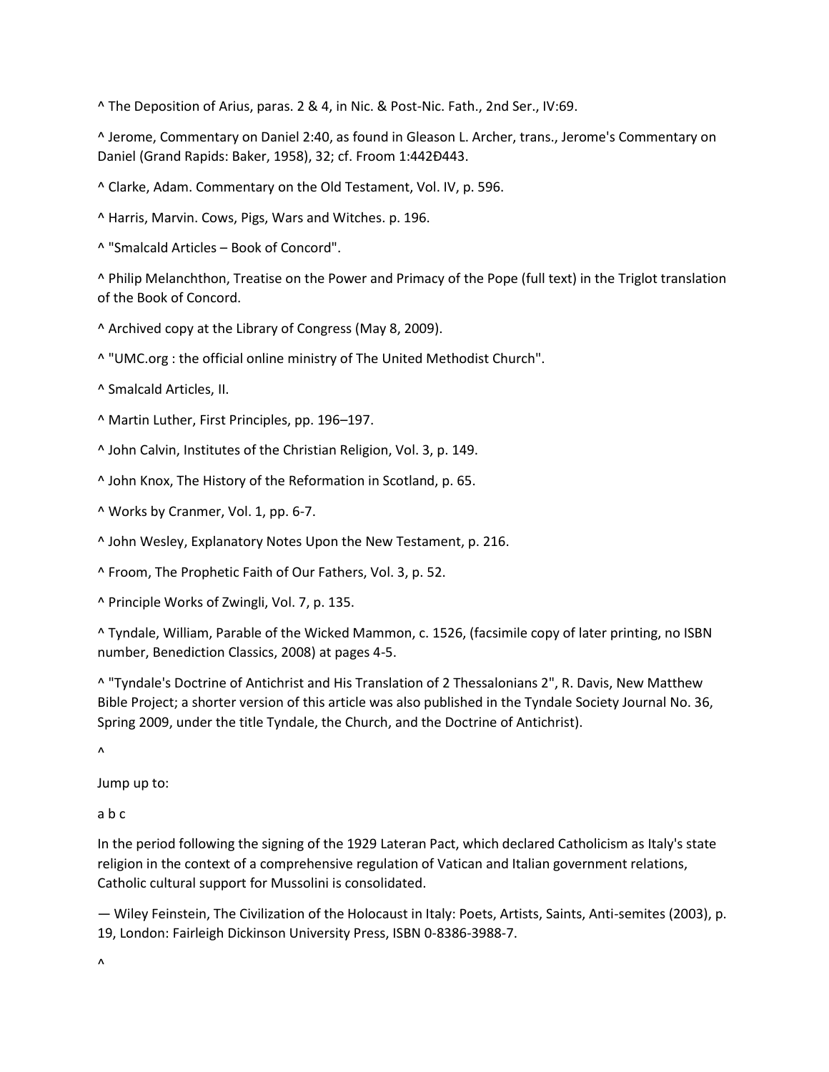^ The Deposition of Arius, paras. 2 & 4, in Nic. & Post-Nic. Fath., 2nd Ser., IV:69.

^ Jerome, Commentary on Daniel 2:40, as found in Gleason L. Archer, trans., Jerome's Commentary on Daniel (Grand Rapids: Baker, 1958), 32; cf. Froom 1:442Ð443.

^ Clarke, Adam. Commentary on the Old Testament, Vol. IV, p. 596.

^ Harris, Marvin. Cows, Pigs, Wars and Witches. p. 196.

^ "Smalcald Articles – Book of Concord".

^ Philip Melanchthon, Treatise on the Power and Primacy of the Pope (full text) in the Triglot translation of the Book of Concord.

^ Archived copy at the Library of Congress (May 8, 2009).

^ "UMC.org : the official online ministry of The United Methodist Church".

^ Smalcald Articles, II.

^ Martin Luther, First Principles, pp. 196–197.

^ John Calvin, Institutes of the Christian Religion, Vol. 3, p. 149.

^ John Knox, The History of the Reformation in Scotland, p. 65.

^ Works by Cranmer, Vol. 1, pp. 6-7.

^ John Wesley, Explanatory Notes Upon the New Testament, p. 216.

^ Froom, The Prophetic Faith of Our Fathers, Vol. 3, p. 52.

^ Principle Works of Zwingli, Vol. 7, p. 135.

^ Tyndale, William, Parable of the Wicked Mammon, c. 1526, (facsimile copy of later printing, no ISBN number, Benediction Classics, 2008) at pages 4-5.

^ "Tyndale's Doctrine of Antichrist and His Translation of 2 Thessalonians 2", R. Davis, New Matthew Bible Project; a shorter version of this article was also published in the Tyndale Society Journal No. 36, Spring 2009, under the title Tyndale, the Church, and the Doctrine of Antichrist).

^

Jump up to:

a b c

In the period following the signing of the 1929 Lateran Pact, which declared Catholicism as Italy's state religion in the context of a comprehensive regulation of Vatican and Italian government relations, Catholic cultural support for Mussolini is consolidated.

— Wiley Feinstein, The Civilization of the Holocaust in Italy: Poets, Artists, Saints, Anti-semites (2003), p. 19, London: Fairleigh Dickinson University Press, ISBN 0-8386-3988-7.

^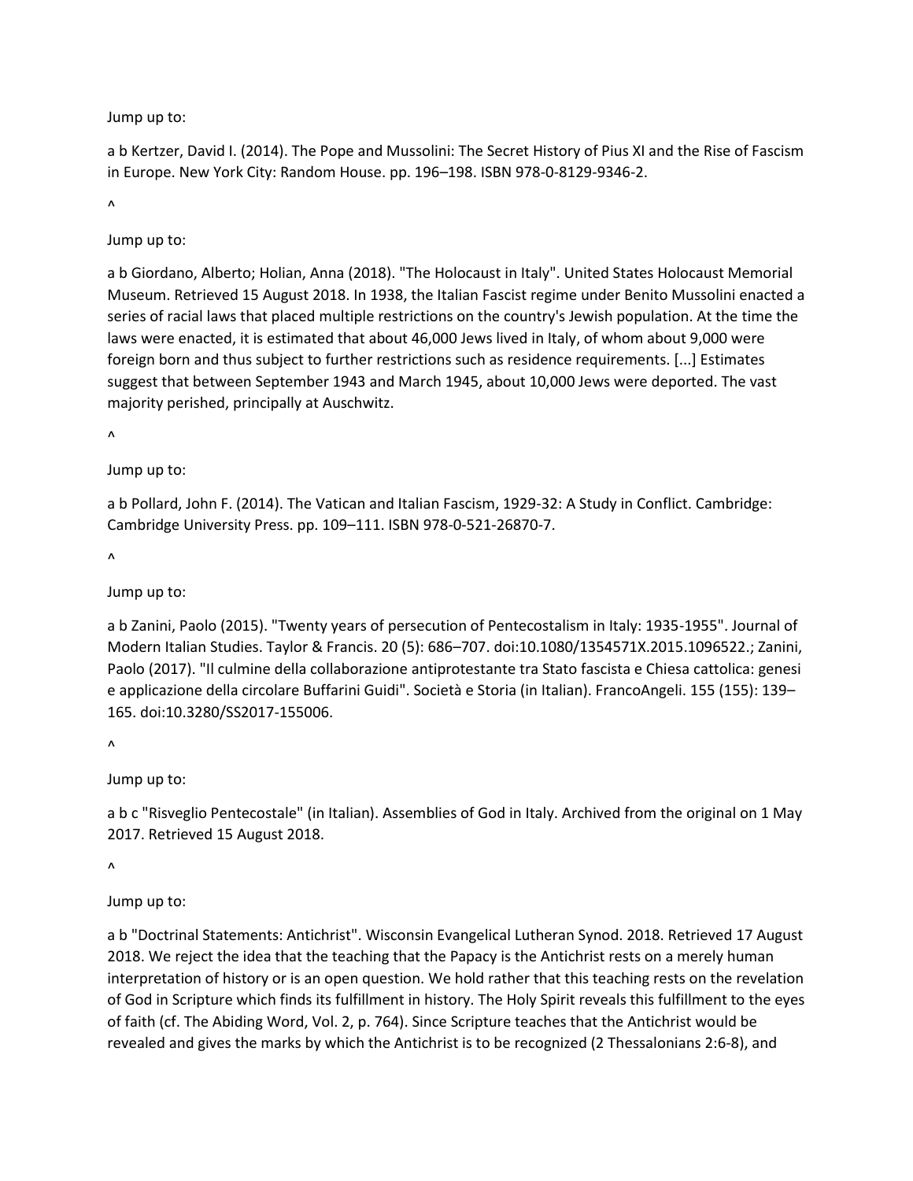Jump up to:

a b Kertzer, David I. (2014). The Pope and Mussolini: The Secret History of Pius XI and the Rise of Fascism in Europe. New York City: Random House. pp. 196–198. ISBN 978-0-8129-9346-2.

^

Jump up to:

a b Giordano, Alberto; Holian, Anna (2018). "The Holocaust in Italy". United States Holocaust Memorial Museum. Retrieved 15 August 2018. In 1938, the Italian Fascist regime under Benito Mussolini enacted a series of racial laws that placed multiple restrictions on the country's Jewish population. At the time the laws were enacted, it is estimated that about 46,000 Jews lived in Italy, of whom about 9,000 were foreign born and thus subject to further restrictions such as residence requirements. [...] Estimates suggest that between September 1943 and March 1945, about 10,000 Jews were deported. The vast majority perished, principally at Auschwitz.

^

Jump up to:

a b Pollard, John F. (2014). The Vatican and Italian Fascism, 1929-32: A Study in Conflict. Cambridge: Cambridge University Press. pp. 109–111. ISBN 978-0-521-26870-7.

^

Jump up to:

a b Zanini, Paolo (2015). "Twenty years of persecution of Pentecostalism in Italy: 1935-1955". Journal of Modern Italian Studies. Taylor & Francis. 20 (5): 686–707. doi:10.1080/1354571X.2015.1096522.; Zanini, Paolo (2017). "Il culmine della collaborazione antiprotestante tra Stato fascista e Chiesa cattolica: genesi e applicazione della circolare Buffarini Guidi". Società e Storia (in Italian). FrancoAngeli. 155 (155): 139–165. doi:10.3280/SS2017-155006.

^

Jump up to:

a b c "Risveglio Pentecostale" (in Italian). Assemblies of God in Italy. Archived from the original on 1 May 2017. Retrieved 15 August 2018.

^

Jump up to:

a b "Doctrinal Statements: Antichrist". Wisconsin Evangelical Lutheran Synod. 2018. Retrieved 17 August 2018. We reject the idea that the teaching that the Papacy is the Antichrist rests on a merely human interpretation of history or is an open question. We hold rather that this teaching rests on the revelation of God in Scripture which finds its fulfillment in history. The Holy Spirit reveals this fulfillment to the eyes of faith (cf. The Abiding Word, Vol. 2, p. 764). Since Scripture teaches that the Antichrist would be revealed and gives the marks by which the Antichrist is to be recognized (2 Thessalonians 2:6-8), and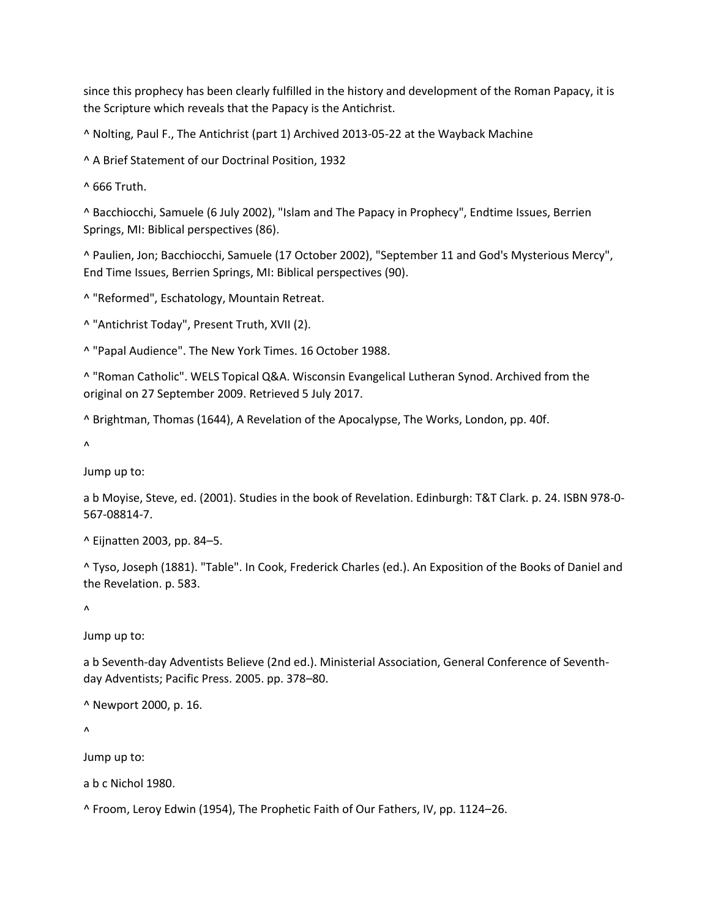since this prophecy has been clearly fulfilled in the history and development of the Roman Papacy, it is the Scripture which reveals that the Papacy is the Antichrist.

^ Nolting, Paul F., The Antichrist (part 1) Archived 2013-05-22 at the Wayback Machine

^ A Brief Statement of our Doctrinal Position, 1932

^ 666 Truth.

^ Bacchiocchi, Samuele (6 July 2002), "Islam and The Papacy in Prophecy", Endtime Issues, Berrien Springs, MI: Biblical perspectives (86).

^ Paulien, Jon; Bacchiocchi, Samuele (17 October 2002), "September 11 and God's Mysterious Mercy", End Time Issues, Berrien Springs, MI: Biblical perspectives (90).

^ "Reformed", Eschatology, Mountain Retreat.

^ "Antichrist Today", Present Truth, XVII (2).

^ "Papal Audience". The New York Times. 16 October 1988.

^ "Roman Catholic". WELS Topical Q&A. Wisconsin Evangelical Lutheran Synod. Archived from the original on 27 September 2009. Retrieved 5 July 2017.

^ Brightman, Thomas (1644), A Revelation of the Apocalypse, The Works, London, pp. 40f.

^

Jump up to:

a b Moyise, Steve, ed. (2001). Studies in the book of Revelation. Edinburgh: T&T Clark. p. 24. ISBN 978-0-567-08814-7.

^ Eijnatten 2003, pp. 84–5.

^ Tyso, Joseph (1881). "Table". In Cook, Frederick Charles (ed.). An Exposition of the Books of Daniel and the Revelation. p. 583.

^

Jump up to:

a b Seventh-day Adventists Believe (2nd ed.). Ministerial Association, General Conference of Seventh-day Adventists; Pacific Press. 2005. pp. 378–80.

^ Newport 2000, p. 16.

^

Jump up to:

a b c Nichol 1980.

^ Froom, Leroy Edwin (1954), The Prophetic Faith of Our Fathers, IV, pp. 1124–26.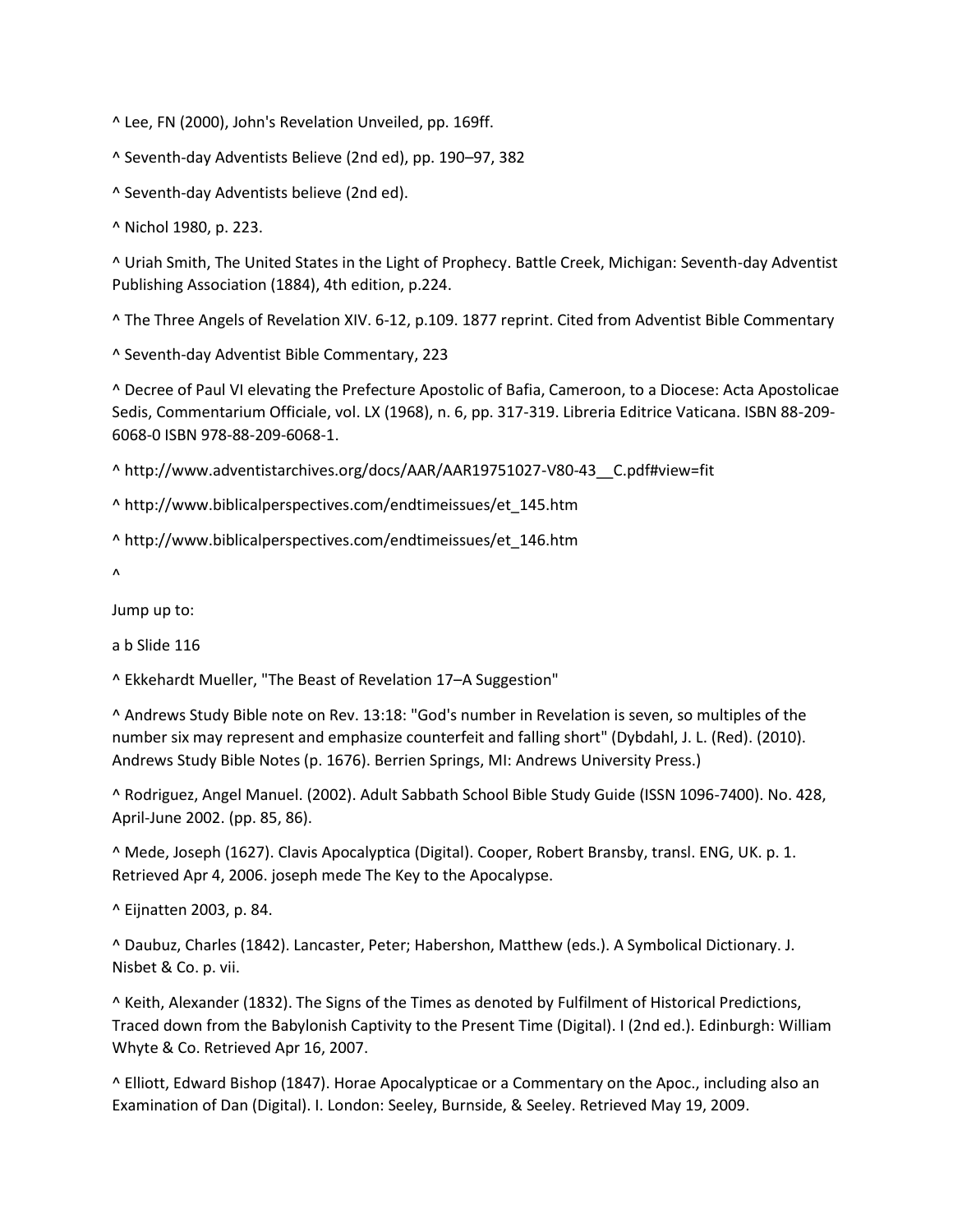^ Lee, FN (2000), John's Revelation Unveiled, pp. 169ff.

^ Seventh-day Adventists Believe (2nd ed), pp. 190–97, 382

^ Seventh-day Adventists believe (2nd ed).

^ Nichol 1980, p. 223.

^ Uriah Smith, The United States in the Light of Prophecy. Battle Creek, Michigan: Seventh-day Adventist Publishing Association (1884), 4th edition, p.224.

^ The Three Angels of Revelation XIV. 6-12, p.109. 1877 reprint. Cited from Adventist Bible Commentary

^ Seventh-day Adventist Bible Commentary, 223

^ Decree of Paul VI elevating the Prefecture Apostolic of Bafia, Cameroon, to a Diocese: Acta Apostolicae Sedis, Commentarium Officiale, vol. LX (1968), n. 6, pp. 317-319. Libreria Editrice Vaticana. ISBN 88-209-6068-0 ISBN 978-88-209-6068-1.

^ http://www.adventistarchives.org/docs/AAR/AAR19751027-V80-43__C.pdf#view=fit

^ http://www.biblicalperspectives.com/endtimeissues/et_145.htm

^ http://www.biblicalperspectives.com/endtimeissues/et_146.htm

^

Jump up to:

a b Slide 116

^ Ekkehardt Mueller, "The Beast of Revelation 17–A Suggestion"

^ Andrews Study Bible note on Rev. 13:18: "God's number in Revelation is seven, so multiples of the number six may represent and emphasize counterfeit and falling short" (Dybdahl, J. L. (Red). (2010). Andrews Study Bible Notes (p. 1676). Berrien Springs, MI: Andrews University Press.)

^ Rodriguez, Angel Manuel. (2002). Adult Sabbath School Bible Study Guide (ISSN 1096-7400). No. 428, April-June 2002. (pp. 85, 86).

^ Mede, Joseph (1627). Clavis Apocalyptica (Digital). Cooper, Robert Bransby, transl. ENG, UK. p. 1. Retrieved Apr 4, 2006. joseph mede The Key to the Apocalypse.

^ Eijnatten 2003, p. 84.

^ Daubuz, Charles (1842). Lancaster, Peter; Habershon, Matthew (eds.). A Symbolical Dictionary. J. Nisbet & Co. p. vii.

^ Keith, Alexander (1832). The Signs of the Times as denoted by Fulfilment of Historical Predictions, Traced down from the Babylonish Captivity to the Present Time (Digital). I (2nd ed.). Edinburgh: William Whyte & Co. Retrieved Apr 16, 2007.

^ Elliott, Edward Bishop (1847). Horae Apocalypticae or a Commentary on the Apoc., including also an Examination of Dan (Digital). I. London: Seeley, Burnside, & Seeley. Retrieved May 19, 2009.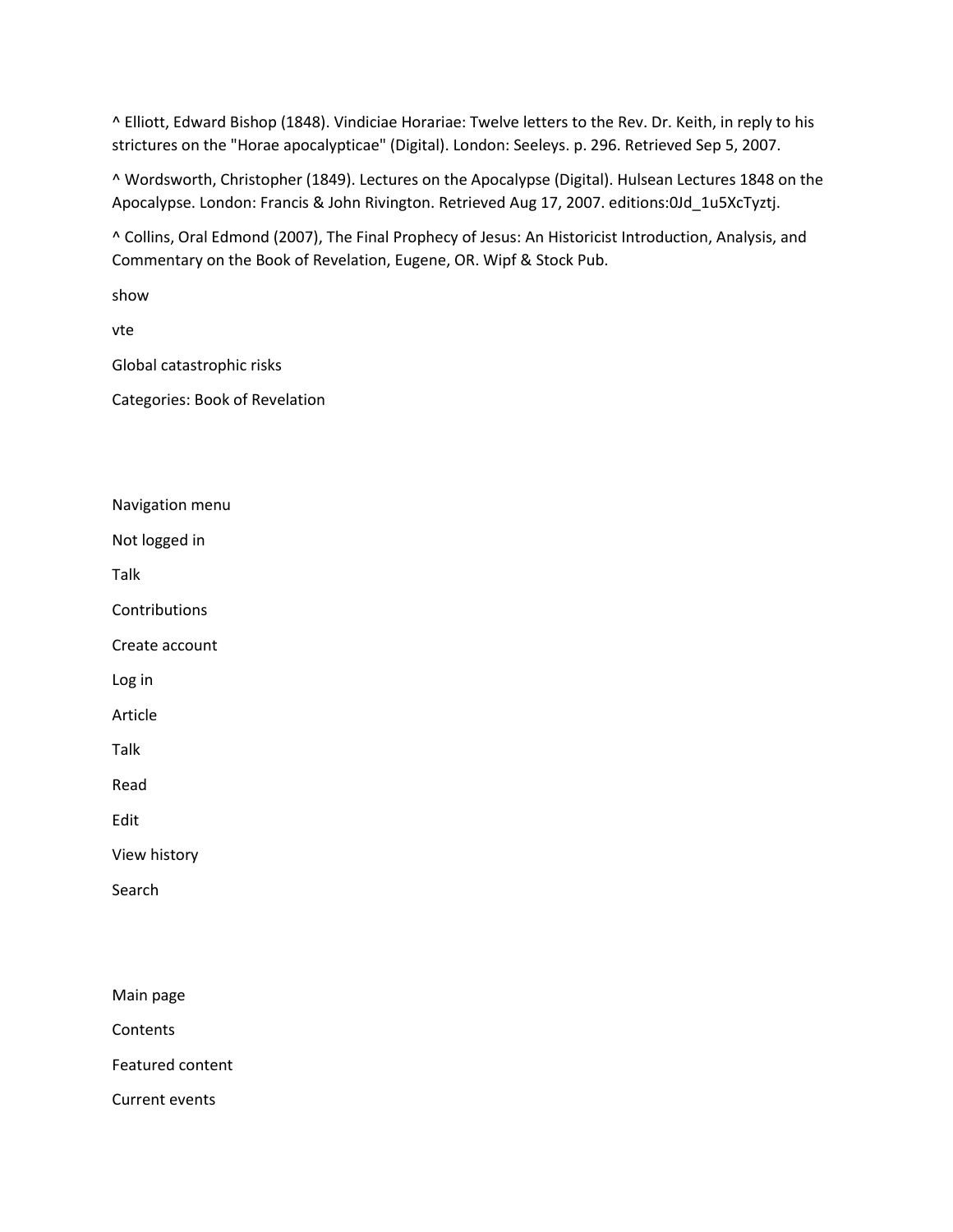^ Elliott, Edward Bishop (1848). Vindiciae Horariae: Twelve letters to the Rev. Dr. Keith, in reply to his strictures on the "Horae apocalypticae" (Digital). London: Seeleys. p. 296. Retrieved Sep 5, 2007.

^ Wordsworth, Christopher (1849). Lectures on the Apocalypse (Digital). Hulsean Lectures 1848 on the Apocalypse. London: Francis & John Rivington. Retrieved Aug 17, 2007. editions:0Jd_1u5XcTyztj.

^ Collins, Oral Edmond (2007), The Final Prophecy of Jesus: An Historicist Introduction, Analysis, and Commentary on the Book of Revelation, Eugene, OR. Wipf & Stock Pub.

show

vte

Global catastrophic risks

Categories: Book of Revelation

Navigation menu

Not logged in

Talk

Contributions

Create account

Log in

Article

Talk

Read

Edit

View history

Search

Main page

Contents

Featured content

Current events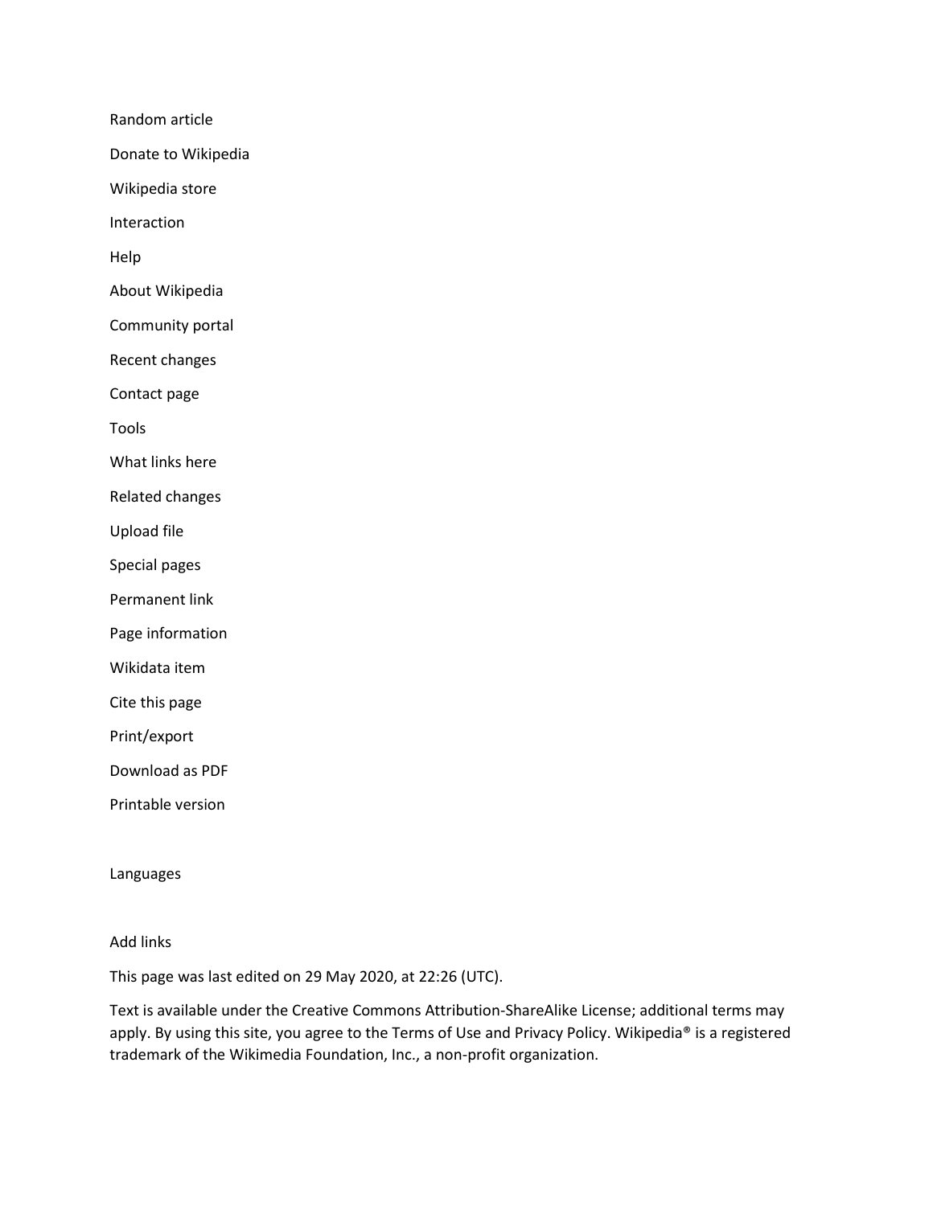Random article

Donate to Wikipedia

Wikipedia store

Interaction

Help

About Wikipedia

Community portal

Recent changes

Contact page

Tools

What links here

Related changes

Upload file

Special pages

Permanent link

Page information

Wikidata item

Cite this page

Print/export

Download as PDF

Printable version

Languages

Add links

This page was last edited on 29 May 2020, at 22:26 (UTC).

Text is available under the Creative Commons Attribution-ShareAlike License; additional terms may apply. By using this site, you agree to the Terms of Use and Privacy Policy. Wikipedia® is a registered trademark of the Wikimedia Foundation, Inc., a non-profit organization.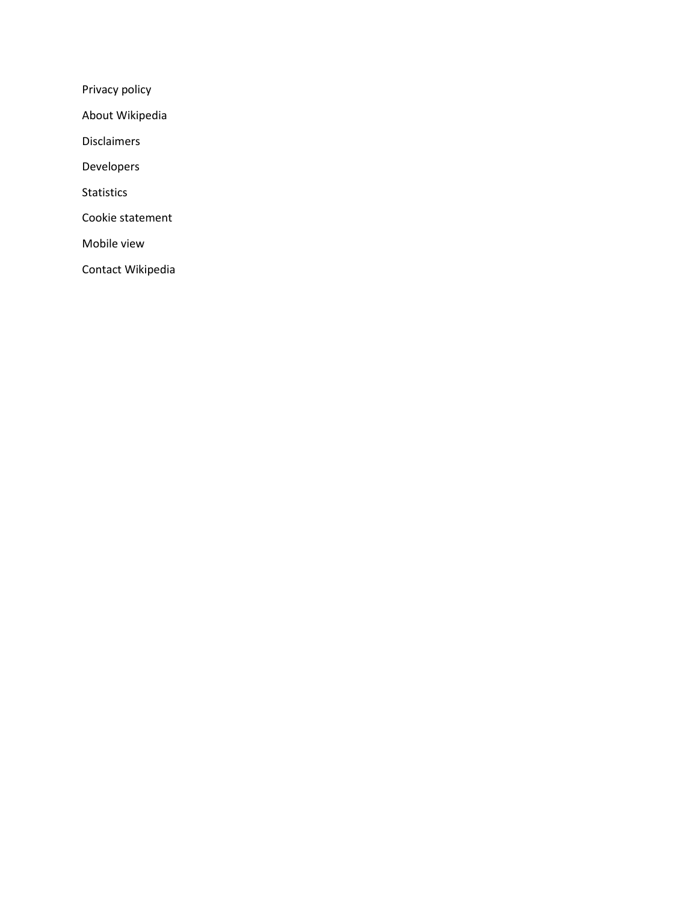Privacy policy

About Wikipedia

Disclaimers

Developers

Statistics

Cookie statement

Mobile view

Contact Wikipedia